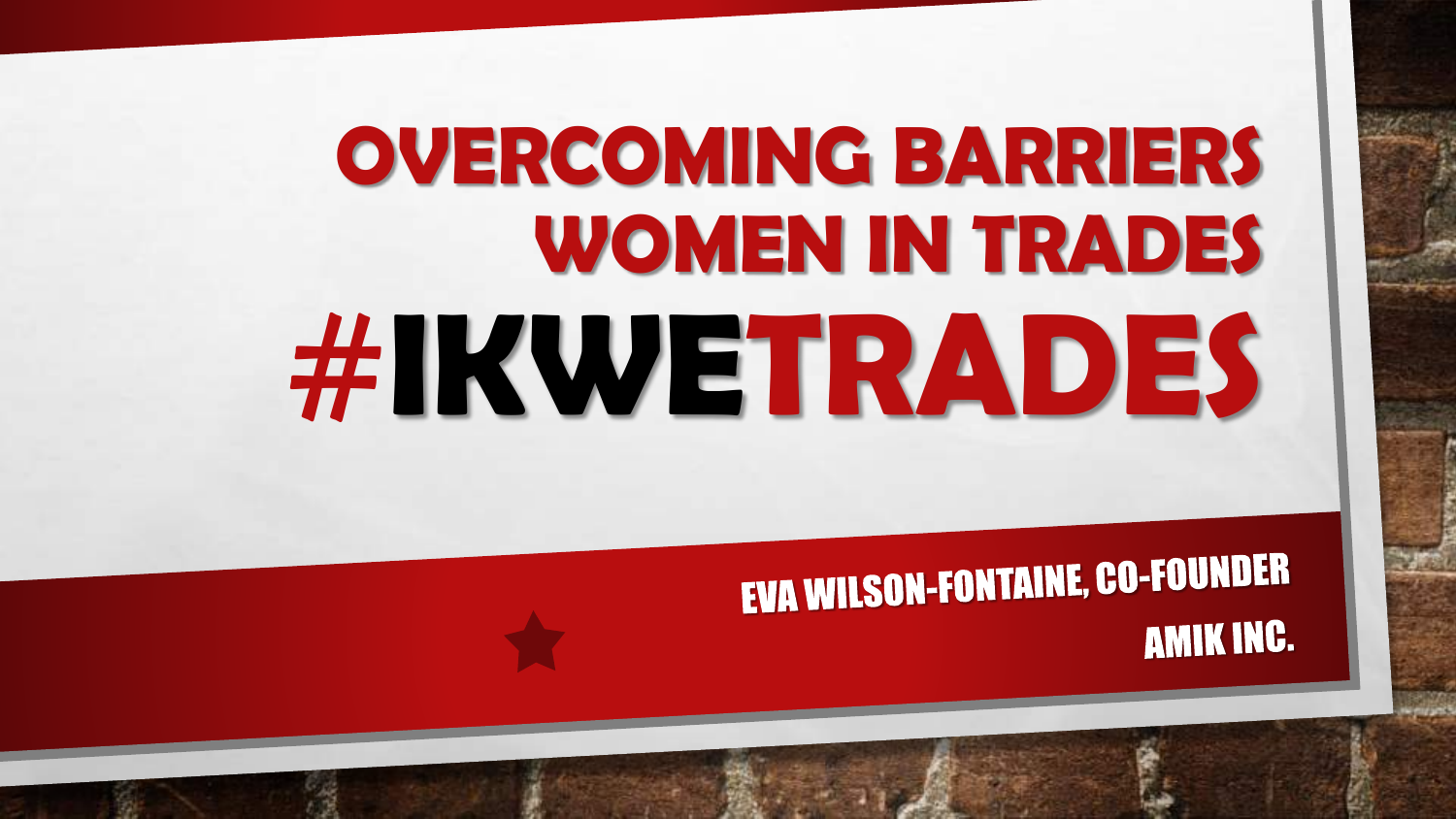# OVERCOMING BARRIERS WOMEN IN TRADES

# #IKWETRADES

EVA WILSON-FONTAINE, CO-FOUNDER

AMIK INC.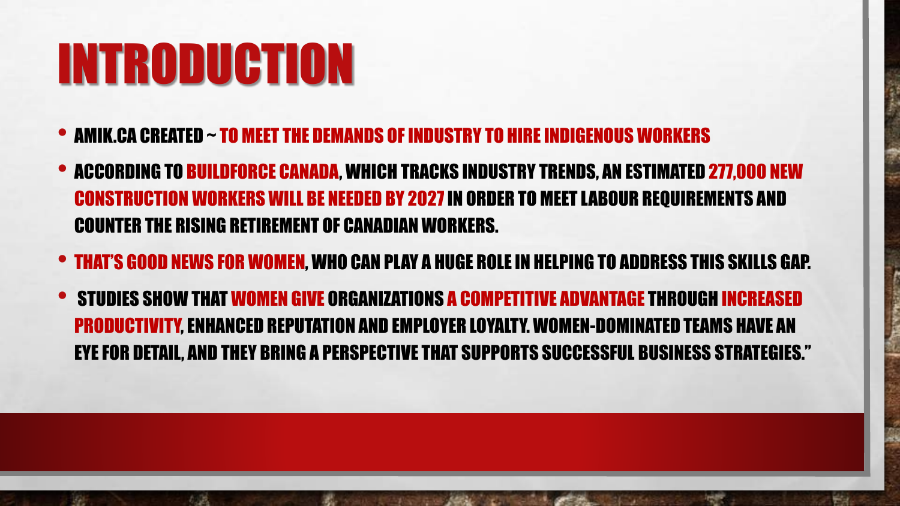# INTRODUCTION

- AMIK.CA CREATED ~ TO MEET THE DEMANDS OF INDUSTRY TO HIRE INDIGENOUS WORKERS
- ACCORDING TO BUILDFORCE CANADA, WHICH TRACKS INDUSTRY TRENDS, AN ESTIMATED 277,000 NEW CONSTRUCTION WORKERS WILL BE NEEDED BY 2027 IN ORDER TO MEET LABOUR REQUIREMENTS AND COUNTER THE RISING RETIREMENT OF CANADIAN WORKERS.
- THAT'S GOOD NEWS FOR WOMEN, WHO CAN PLAY A HUGE ROLE IN HELPING TO ADDRESS THIS SKILLS GAP.
- STUDIES SHOW THAT WOMEN GIVE ORGANIZATIONS A COMPETITIVE ADVANTAGE THROUGH INCREASED PRODUCTIVITY, ENHANCED REPUTATION AND EMPLOYER LOYALTY. WOMEN-DOMINATED TEAMS HAVE AN EYE FOR DETAIL, AND THEY BRING A PERSPECTIVE THAT SUPPORTS SUCCESSFUL BUSINESS STRATEGIES."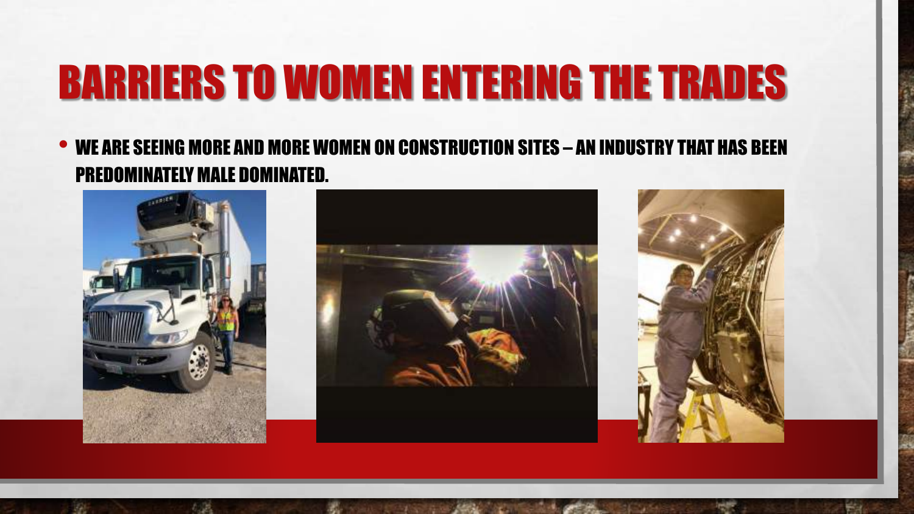# BARRIERS TO WOMEN ENTERING THE TRADES

- WE ARE SEEING MORE AND MORE WOMEN ON CONSTRUCTION SITES – AN INDUSTRY THAT HAS BEEN PREDOMINATELY MALE DOMINATED.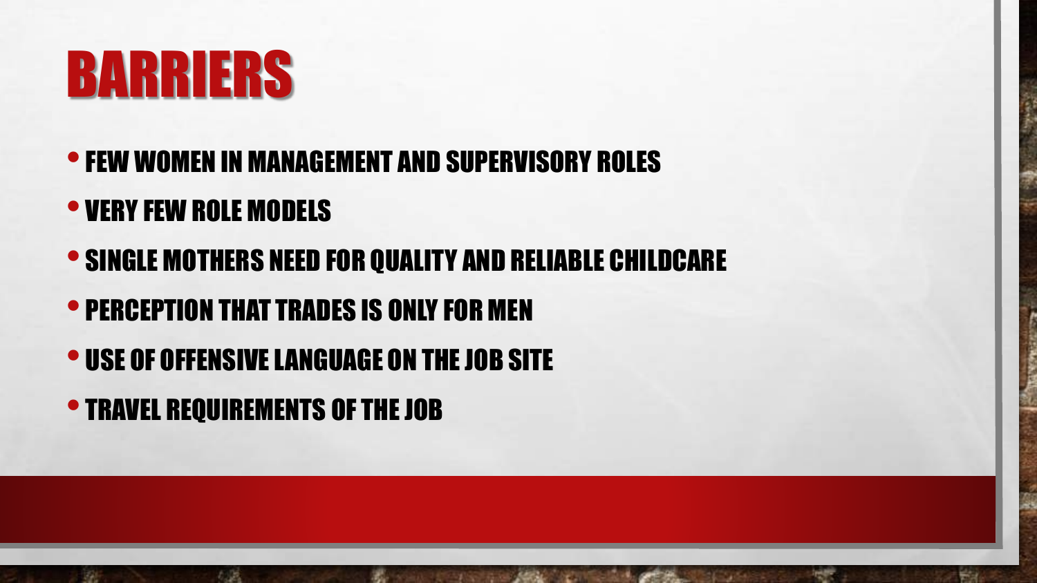# BARRIERS

- FEW WOMEN IN MANAGEMENT AND SUPERVISORY ROLES
- VERY FEW ROLE MODELS
- SINGLE MOTHERS NEED FOR QUALITY AND RELIABLE CHILDCARE
- PERCEPTION THAT TRADES IS ONLY FOR MEN
- USE OF OFFENSIVE LANGUAGE ON THE JOB SITE
- TRAVEL REQUIREMENTS OF THE JOB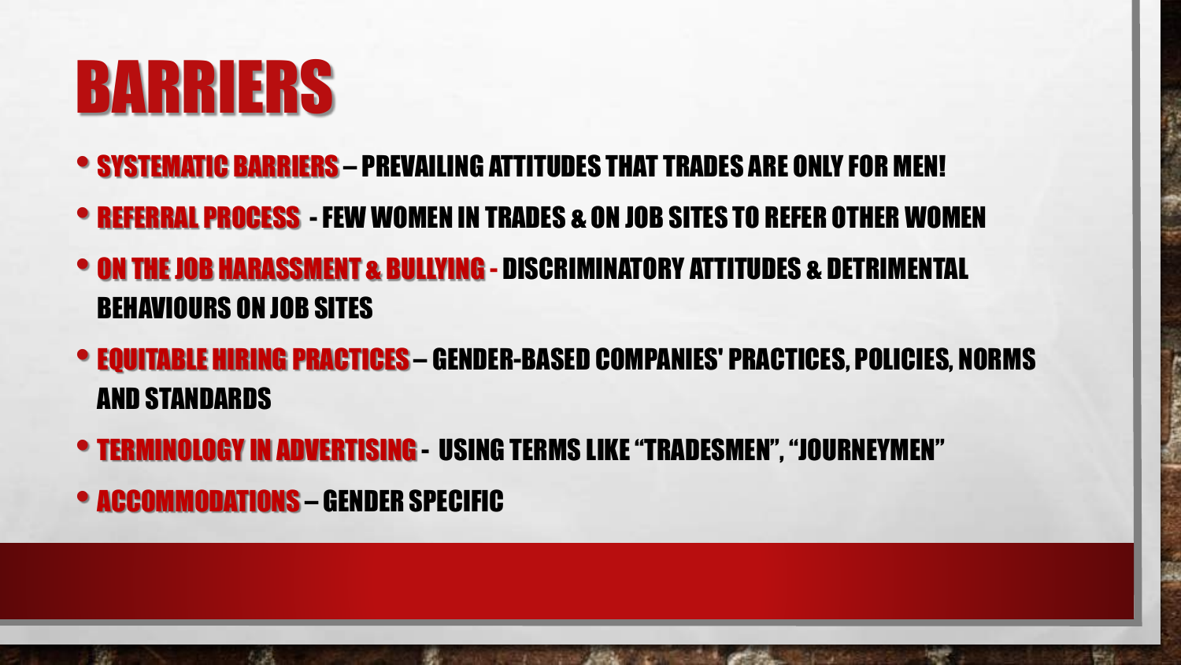# BARRIERS

- **SYSTEMATIC BARRIERS** – PREVAILING ATTITUDES THAT TRADES ARE ONLY FOR MEN!
- **REFERRAL PROCESS** - FEW WOMEN IN TRADES & ON JOB SITES TO REFER OTHER WOMEN
- **ON THE JOB HARASSMENT & BULLYING** - DISCRIMINATORY ATTITUDES & DETRIMENTAL BEHAVIOURS ON JOB SITES
- **EQUITABLE HIRING PRACTICES** – GENDER-BASED COMPANIES' PRACTICES, POLICIES, NORMS AND STANDARDS
- **TERMINOLOGY IN ADVERTISING** - USING TERMS LIKE "TRADESMEN", "JOURNEYMEN"
- **ACCOMMODATIONS** – GENDER SPECIFIC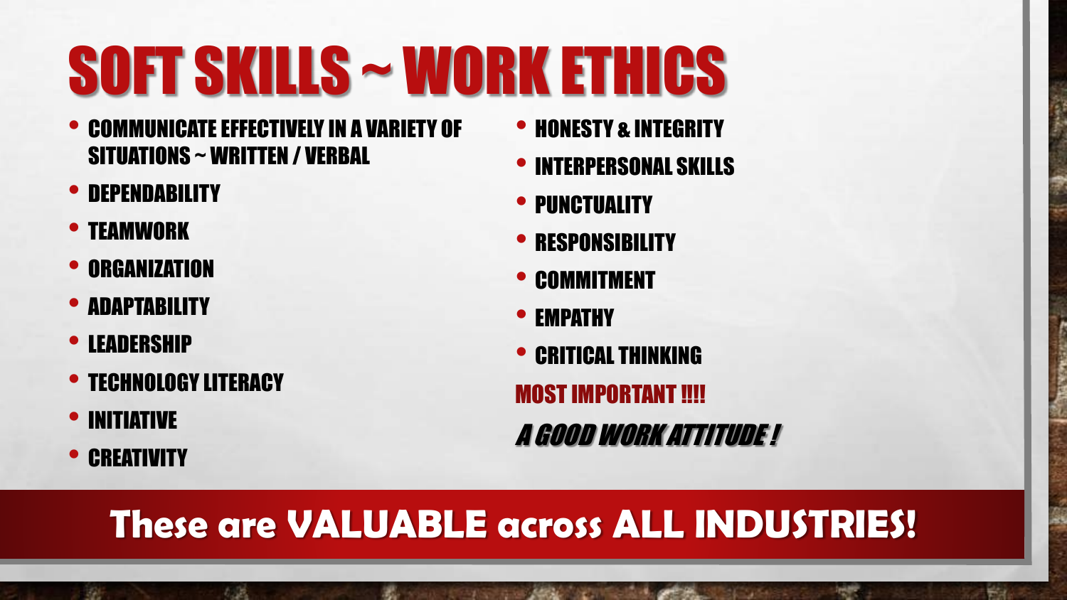# SOFT SKILLS ~ WORK ETHICS

- COMMUNICATE EFFECTIVELY IN A VARIETY OF SITUATIONS ~ WRITTEN / VERBAL
- DEPENDABILITY
- TEAMWORK
- ORGANIZATION
- ADAPTABILITY
- LEADERSHIP
- TECHNOLOGY LITERACY
- INITIATIVE
- CREATIVITY
- HONESTY & INTEGRITY
- INTERPERSONAL SKILLS
- PUNCTUALITY
- RESPONSIBILITY
- COMMITMENT
- EMPATHY
- CRITICAL THINKING

**MOST IMPORTANT !!!!**

***A GOOD WORK ATTITUDE !***

**These are VALUABLE across ALL INDUSTRIES!**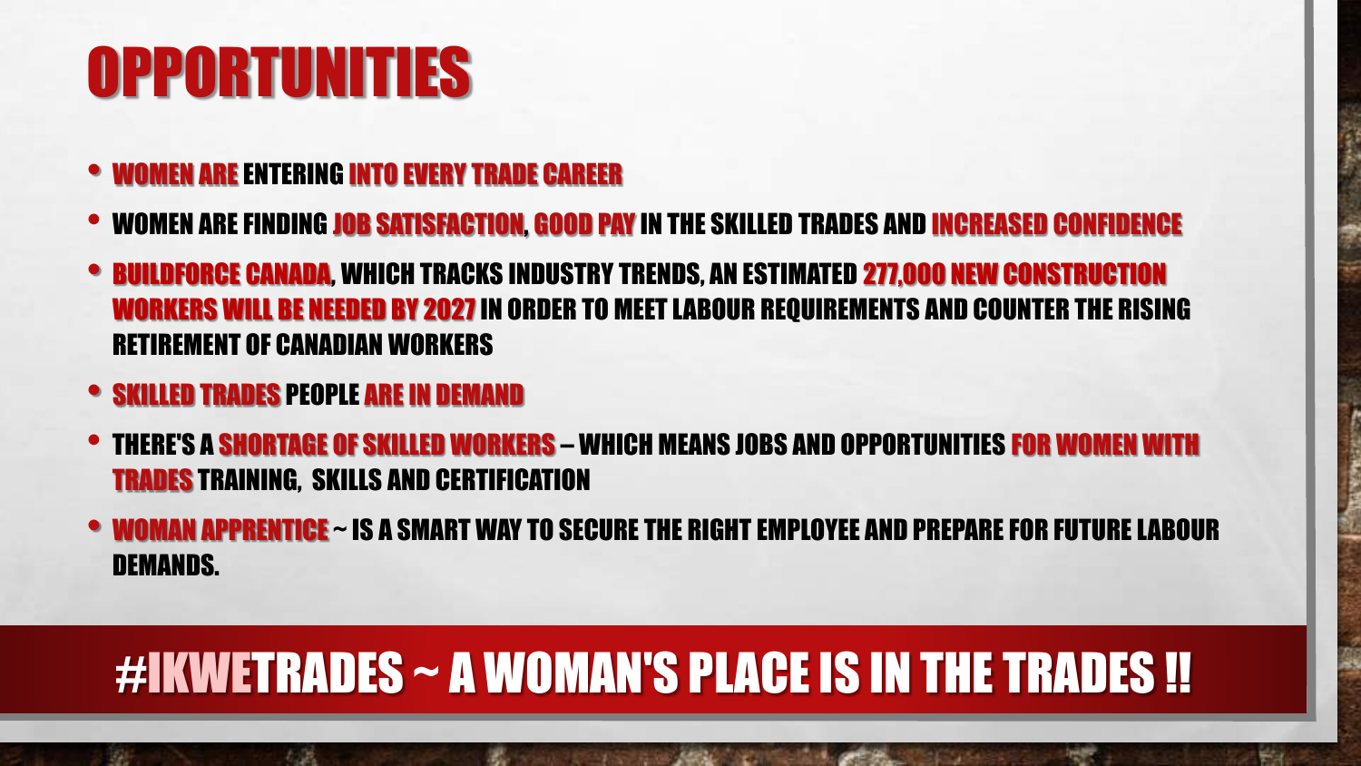# OPPORTUNITIES

- WOMEN ARE ENTERING INTO EVERY TRADE CAREER
- WOMEN ARE FINDING JOB SATISFACTION, GOOD PAY IN THE SKILLED TRADES AND INCREASED CONFIDENCE
- BUILDFORCE CANADA, WHICH TRACKS INDUSTRY TRENDS, AN ESTIMATED 277,000 NEW CONSTRUCTION WORKERS WILL BE NEEDED BY 2027 IN ORDER TO MEET LABOUR REQUIREMENTS AND COUNTER THE RISING RETIREMENT OF CANADIAN WORKERS
- SKILLED TRADES PEOPLE ARE IN DEMAND
- THERE'S A SHORTAGE OF SKILLED WORKERS – WHICH MEANS JOBS AND OPPORTUNITIES FOR WOMEN WITH TRADES TRAINING, SKILLS AND CERTIFICATION
- WOMAN APPRENTICE ~ IS A SMART WAY TO SECURE THE RIGHT EMPLOYEE AND PREPARE FOR FUTURE LABOUR DEMANDS.

## #IKWETRADES ~ A WOMAN'S PLACE IS IN THE TRADES !!